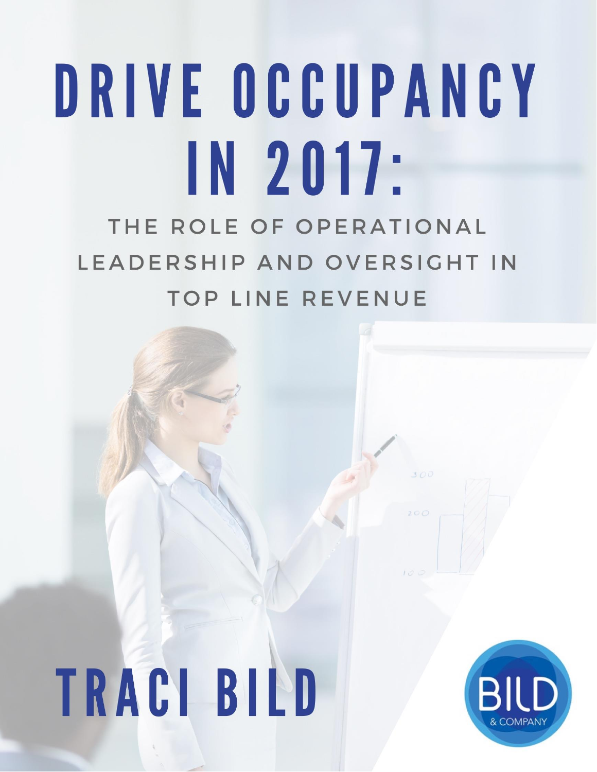# DRIVE OCCUPANCY IN 2017:

## THE ROLE OF OPERATIONAL LEADERSHIP AND OVERSIGHT IN TOP LINE REVENUE

**TRACI BILD**

BILD & COMPANY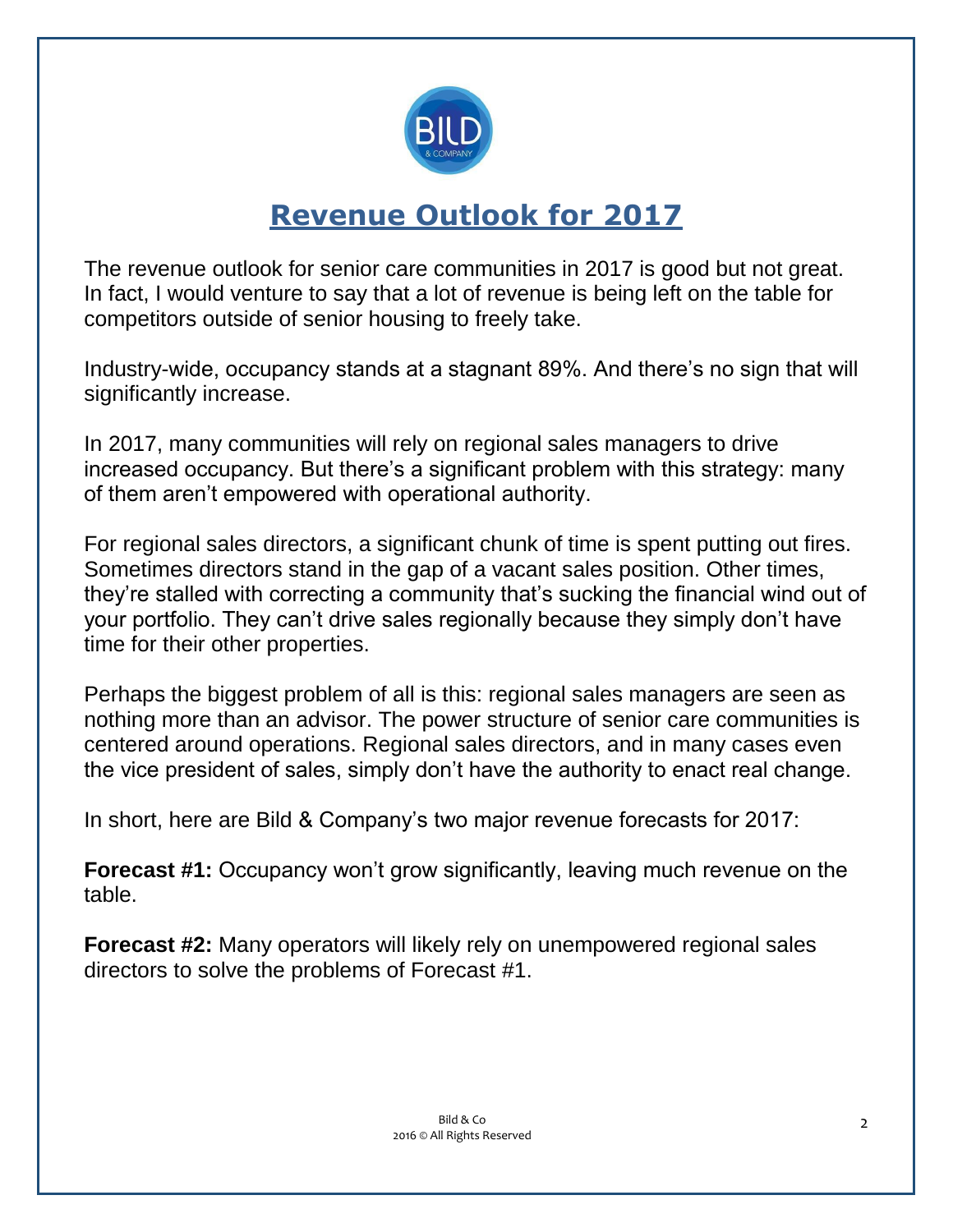# Revenue Outlook for 2017

The revenue outlook for senior care communities in 2017 is good but not great. In fact, I would venture to say that a lot of revenue is being left on the table for competitors outside of senior housing to freely take.

Industry-wide, occupancy stands at a stagnant 89%. And there's no sign that will significantly increase.

In 2017, many communities will rely on regional sales managers to drive increased occupancy. But there's a significant problem with this strategy: many of them aren't empowered with operational authority.

For regional sales directors, a significant chunk of time is spent putting out fires. Sometimes directors stand in the gap of a vacant sales position. Other times, they're stalled with correcting a community that's sucking the financial wind out of your portfolio. They can't drive sales regionally because they simply don't have time for their other properties.

Perhaps the biggest problem of all is this: regional sales managers are seen as nothing more than an advisor. The power structure of senior care communities is centered around operations. Regional sales directors, and in many cases even the vice president of sales, simply don't have the authority to enact real change.

In short, here are Bild & Company's two major revenue forecasts for 2017:

**Forecast #1:** Occupancy won't grow significantly, leaving much revenue on the table.

**Forecast #2:** Many operators will likely rely on unempowered regional sales directors to solve the problems of Forecast #1.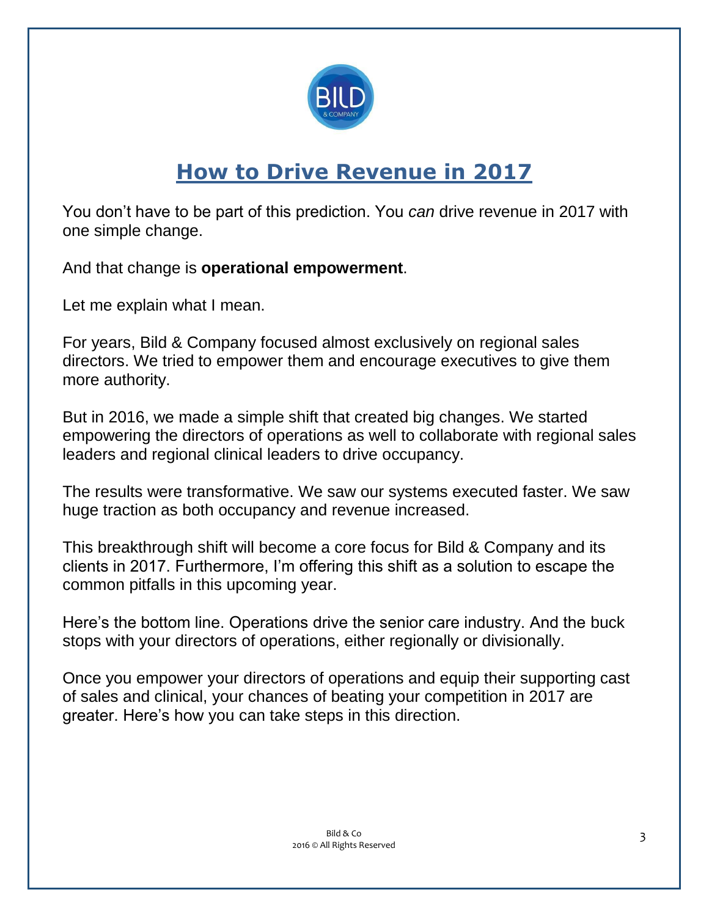# How to Drive Revenue in 2017

You don't have to be part of this prediction. You *can* drive revenue in 2017 with one simple change.

And that change is **operational empowerment**.

Let me explain what I mean.

For years, Bild & Company focused almost exclusively on regional sales directors. We tried to empower them and encourage executives to give them more authority.

But in 2016, we made a simple shift that created big changes. We started empowering the directors of operations as well to collaborate with regional sales leaders and regional clinical leaders to drive occupancy.

The results were transformative. We saw our systems executed faster. We saw huge traction as both occupancy and revenue increased.

This breakthrough shift will become a core focus for Bild & Company and its clients in 2017. Furthermore, I'm offering this shift as a solution to escape the common pitfalls in this upcoming year.

Here's the bottom line. Operations drive the senior care industry. And the buck stops with your directors of operations, either regionally or divisionally.

Once you empower your directors of operations and equip their supporting cast of sales and clinical, your chances of beating your competition in 2017 are greater. Here's how you can take steps in this direction.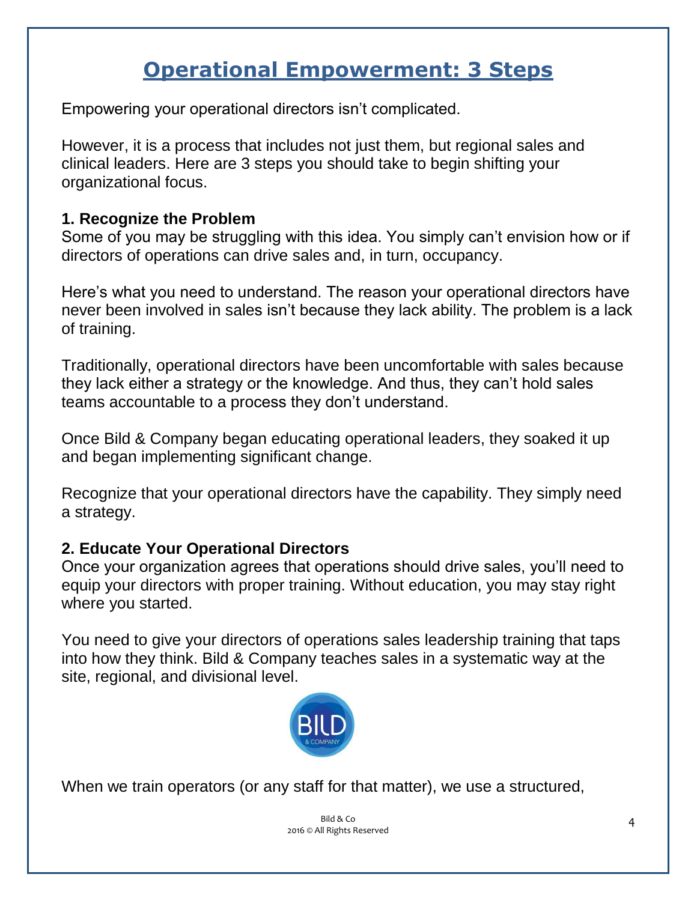# Operational Empowerment: 3 Steps

Empowering your operational directors isn't complicated.

However, it is a process that includes not just them, but regional sales and clinical leaders. Here are 3 steps you should take to begin shifting your organizational focus.

### 1. Recognize the Problem

Some of you may be struggling with this idea. You simply can't envision how or if directors of operations can drive sales and, in turn, occupancy.

Here's what you need to understand. The reason your operational directors have never been involved in sales isn't because they lack ability. The problem is a lack of training.

Traditionally, operational directors have been uncomfortable with sales because they lack either a strategy or the knowledge. And thus, they can't hold sales teams accountable to a process they don't understand.

Once Bild & Company began educating operational leaders, they soaked it up and began implementing significant change.

Recognize that your operational directors have the capability. They simply need a strategy.

### 2. Educate Your Operational Directors

Once your organization agrees that operations should drive sales, you'll need to equip your directors with proper training. Without education, you may stay right where you started.

You need to give your directors of operations sales leadership training that taps into how they think. Bild & Company teaches sales in a systematic way at the site, regional, and divisional level.

When we train operators (or any staff for that matter), we use a structured,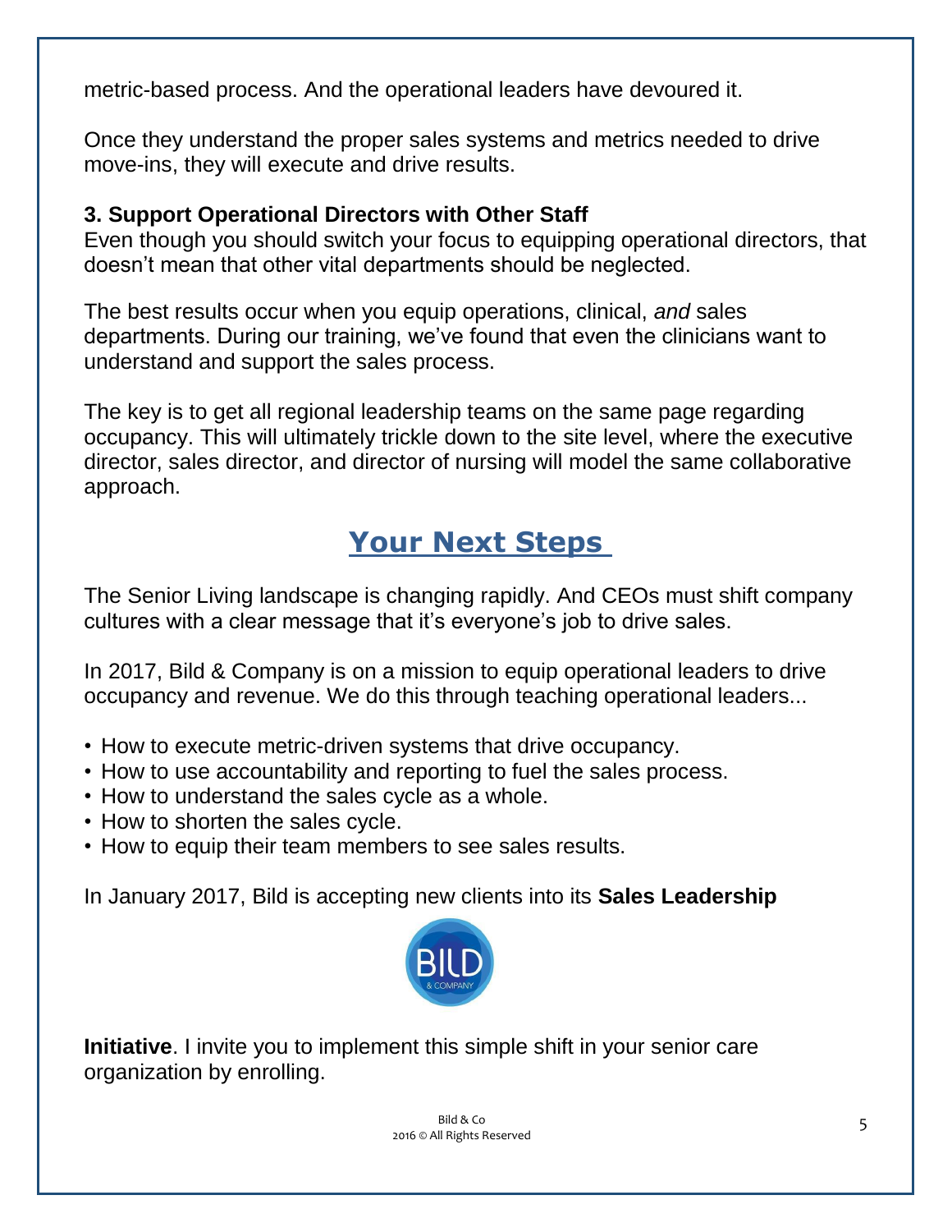metric-based process. And the operational leaders have devoured it.

Once they understand the proper sales systems and metrics needed to drive move-ins, they will execute and drive results.

### 3. Support Operational Directors with Other Staff

Even though you should switch your focus to equipping operational directors, that doesn't mean that other vital departments should be neglected.

The best results occur when you equip operations, clinical, *and* sales departments. During our training, we've found that even the clinicians want to understand and support the sales process.

The key is to get all regional leadership teams on the same page regarding occupancy. This will ultimately trickle down to the site level, where the executive director, sales director, and director of nursing will model the same collaborative approach.

## Your Next Steps

The Senior Living landscape is changing rapidly. And CEOs must shift company cultures with a clear message that it's everyone's job to drive sales.

In 2017, Bild & Company is on a mission to equip operational leaders to drive occupancy and revenue. We do this through teaching operational leaders...

- How to execute metric-driven systems that drive occupancy.
- How to use accountability and reporting to fuel the sales process.
- How to understand the sales cycle as a whole.
- How to shorten the sales cycle.
- How to equip their team members to see sales results.

In January 2017, Bild is accepting new clients into its **Sales Leadership Initiative**. I invite you to implement this simple shift in your senior care organization by enrolling.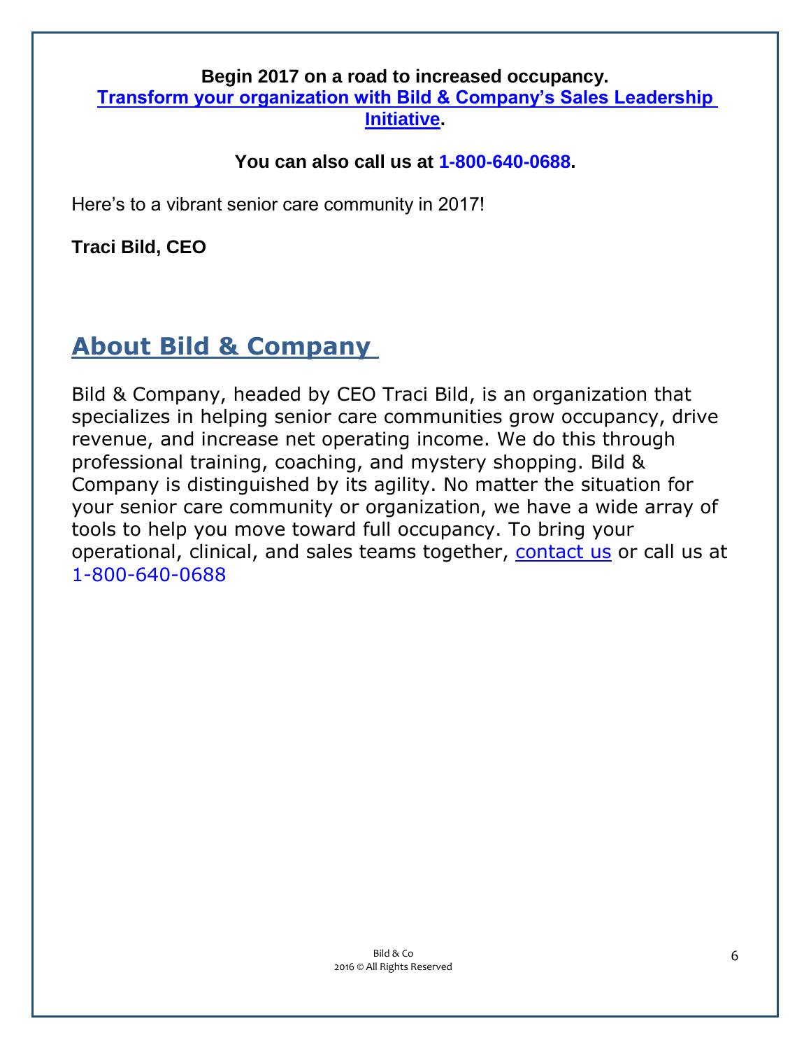**Begin 2017 on a road to increased occupancy.**
**Transform your organization with Bild & Company's Sales Leadership Initiative.**

**You can also call us at 1-800-640-0688.**

Here's to a vibrant senior care community in 2017!

**Traci Bild, CEO**

## About Bild & Company

Bild & Company, headed by CEO Traci Bild, is an organization that specializes in helping senior care communities grow occupancy, drive revenue, and increase net operating income. We do this through professional training, coaching, and mystery shopping. Bild & Company is distinguished by its agility. No matter the situation for your senior care community or organization, we have a wide array of tools to help you move toward full occupancy. To bring your operational, clinical, and sales teams together, contact us or call us at 1-800-640-0688